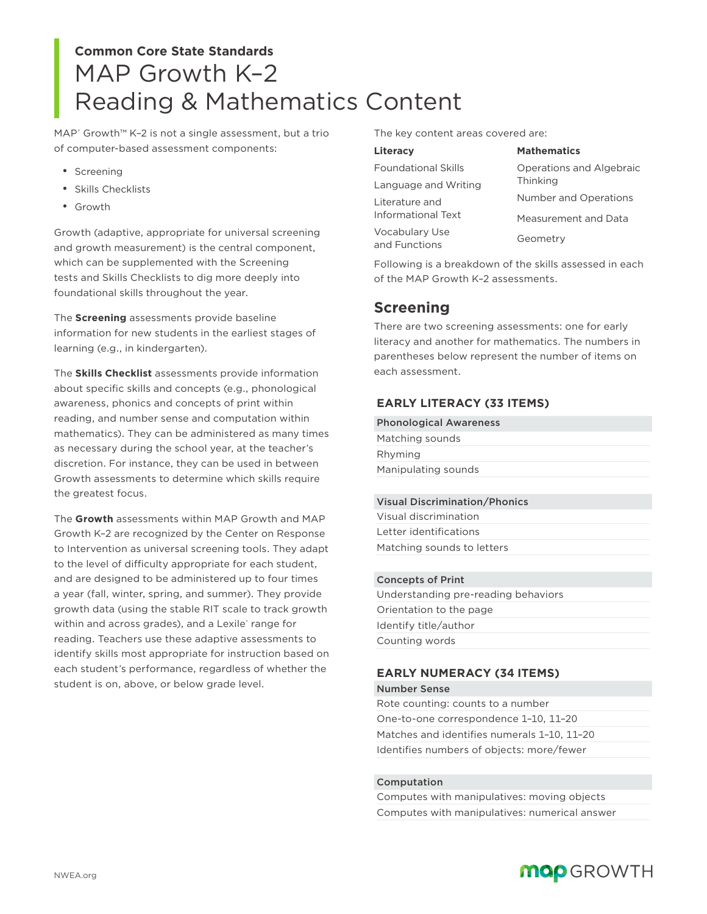**Common Core State Standards**

# MAP Growth K–2 Reading & Mathematics Content

MAP® Growth™ K–2 is not a single assessment, but a trio of computer-based assessment components:

- Screening
- Skills Checklists
- Growth

Growth (adaptive, appropriate for universal screening and growth measurement) is the central component, which can be supplemented with the Screening tests and Skills Checklists to dig more deeply into foundational skills throughout the year.

The **Screening** assessments provide baseline information for new students in the earliest stages of learning (e.g., in kindergarten).

The **Skills Checklist** assessments provide information about specific skills and concepts (e.g., phonological awareness, phonics and concepts of print within reading, and number sense and computation within mathematics). They can be administered as many times as necessary during the school year, at the teacher's discretion. For instance, they can be used in between Growth assessments to determine which skills require the greatest focus.

The **Growth** assessments within MAP Growth and MAP Growth K–2 are recognized by the Center on Response to Intervention as universal screening tools. They adapt to the level of difficulty appropriate for each student, and are designed to be administered up to four times a year (fall, winter, spring, and summer). They provide growth data (using the stable RIT scale to track growth within and across grades), and a Lexile® range for reading. Teachers use these adaptive assessments to identify skills most appropriate for instruction based on each student's performance, regardless of whether the student is on, above, or below grade level.

The key content areas covered are:

| Literacy | Mathematics |
|---|---|
| Foundational Skills | Operations and Algebraic Thinking |
| Language and Writing | Number and Operations |
| Literature and Informational Text | Measurement and Data |
| Vocabulary Use and Functions | Geometry |

Following is a breakdown of the skills assessed in each of the MAP Growth K–2 assessments.

## Screening

There are two screening assessments: one for early literacy and another for mathematics. The numbers in parentheses below represent the number of items on each assessment.

### EARLY LITERACY (33 ITEMS)

| Phonological Awareness |
|---|
| Matching sounds |
| Rhyming |
| Manipulating sounds |

| Visual Discrimination/Phonics |
|---|
| Visual discrimination |
| Letter identifications |
| Matching sounds to letters |

| Concepts of Print |
|---|
| Understanding pre-reading behaviors |
| Orientation to the page |
| Identify title/author |
| Counting words |

### EARLY NUMERACY (34 ITEMS)

| Number Sense |
|---|
| Rote counting: counts to a number |
| One-to-one correspondence 1–10, 11–20 |
| Matches and identifies numerals 1–10, 11–20 |
| Identifies numbers of objects: more/fewer |

| Computation |
|---|
| Computes with manipulatives: moving objects |
| Computes with manipulatives: numerical answer |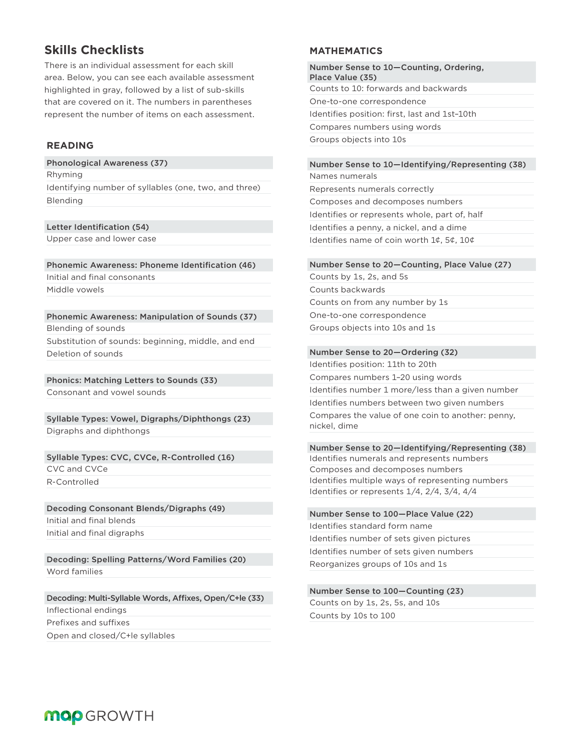## Skills Checklists

There is an individual assessment for each skill area. Below, you can see each available assessment highlighted in gray, followed by a list of sub-skills that are covered on it. The numbers in parentheses represent the number of items on each assessment.

### READING

| Phonological Awareness (37) |
|---|
| Rhyming |
| Identifying number of syllables (one, two, and three) |
| Blending |

| Letter Identification (54) |
|---|
| Upper case and lower case |

| Phonemic Awareness: Phoneme Identification (46) |
|---|
| Initial and final consonants |
| Middle vowels |

| Phonemic Awareness: Manipulation of Sounds (37) |
|---|
| Blending of sounds |
| Substitution of sounds: beginning, middle, and end |
| Deletion of sounds |

| Phonics: Matching Letters to Sounds (33) |
|---|
| Consonant and vowel sounds |

| Syllable Types: Vowel, Digraphs/Diphthongs (23) |
|---|
| Digraphs and diphthongs |

| Syllable Types: CVC, CVCe, R-Controlled (16) |
|---|
| CVC and CVCe |
| R-Controlled |

| Decoding Consonant Blends/Digraphs (49) |
|---|
| Initial and final blends |
| Initial and final digraphs |

| Decoding: Spelling Patterns/Word Families (20) |
|---|
| Word families |

| Decoding: Multi-Syllable Words, Affixes, Open/C+le (33) |
|---|
| Inflectional endings |
| Prefixes and suffixes |
| Open and closed/C+le syllables |

### MATHEMATICS

| Number Sense to 10—Counting, Ordering, Place Value (35) |
|---|
| Counts to 10: forwards and backwards |
| One-to-one correspondence |
| Identifies position: first, last and 1st–10th |
| Compares numbers using words |
| Groups objects into 10s |

| Number Sense to 10—Identifying/Representing (38) |
|---|
| Names numerals |
| Represents numerals correctly |
| Composes and decomposes numbers |
| Identifies or represents whole, part of, half |
| Identifies a penny, a nickel, and a dime |
| Identifies name of coin worth 1¢, 5¢, 10¢ |

| Number Sense to 20—Counting, Place Value (27) |
|---|
| Counts by 1s, 2s, and 5s |
| Counts backwards |
| Counts on from any number by 1s |
| One-to-one correspondence |
| Groups objects into 10s and 1s |

| Number Sense to 20—Ordering (32) |
|---|
| Identifies position: 11th to 20th |
| Compares numbers 1–20 using words |
| Identifies number 1 more/less than a given number |
| Identifies numbers between two given numbers |
| Compares the value of one coin to another: penny, nickel, dime |

| Number Sense to 20—Identifying/Representing (38) |
|---|
| Identifies numerals and represents numbers |
| Composes and decomposes numbers |
| Identifies multiple ways of representing numbers |
| Identifies or represents 1/4, 2/4, 3/4, 4/4 |

| Number Sense to 100—Place Value (22) |
|---|
| Identifies standard form name |
| Identifies number of sets given pictures |
| Identifies number of sets given numbers |
| Reorganizes groups of 10s and 1s |

| Number Sense to 100—Counting (23) |
|---|
| Counts on by 1s, 2s, 5s, and 10s |
| Counts by 10s to 100 |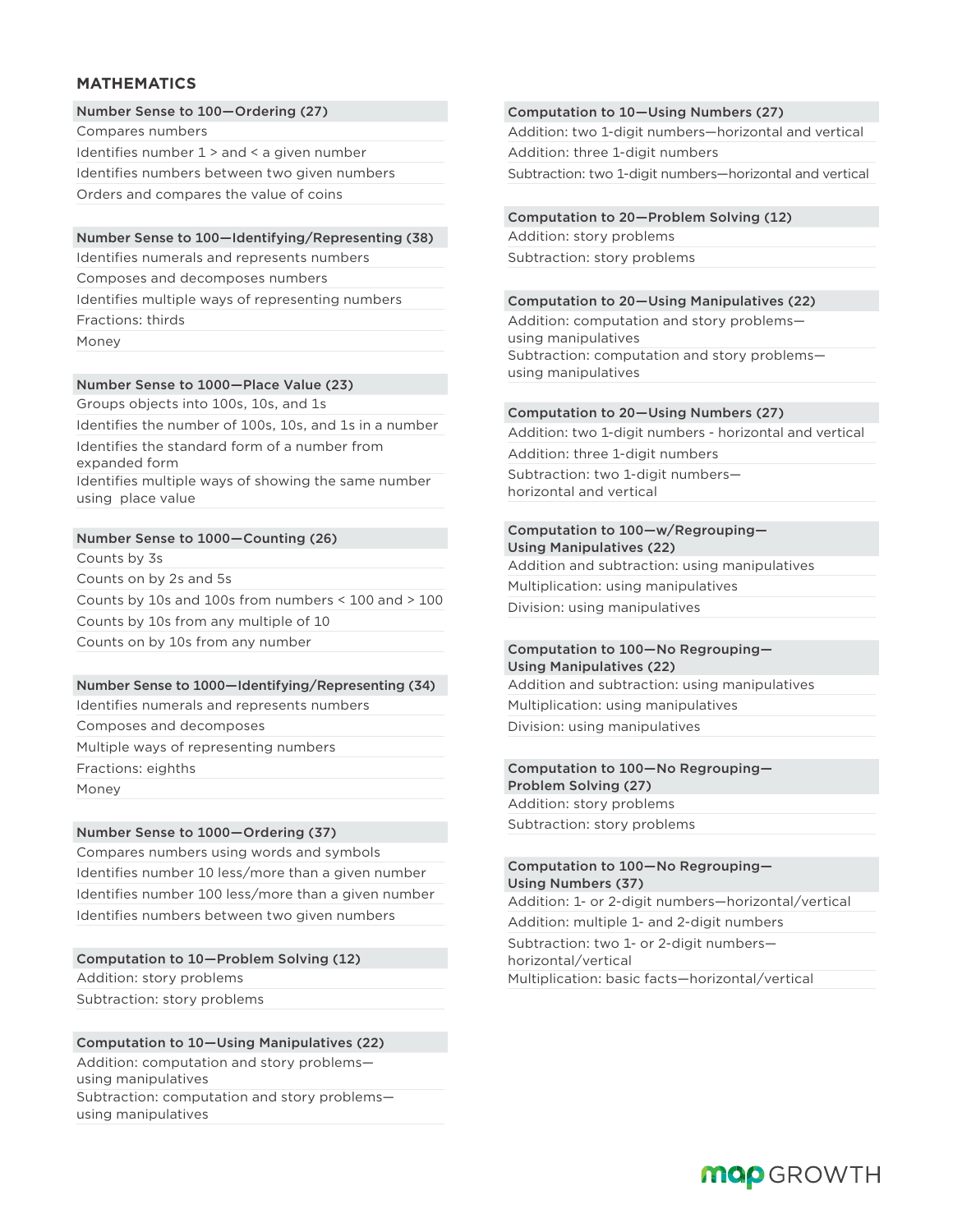## MATHEMATICS

### Number Sense to 100—Ordering (27)

- Compares numbers
- Identifies number 1 > and < a given number
- Identifies numbers between two given numbers
- Orders and compares the value of coins

### Number Sense to 100—Identifying/Representing (38)

- Identifies numerals and represents numbers
- Composes and decomposes numbers
- Identifies multiple ways of representing numbers
- Fractions: thirds
- Money

### Number Sense to 1000—Place Value (23)

- Groups objects into 100s, 10s, and 1s
- Identifies the number of 100s, 10s, and 1s in a number
- Identifies the standard form of a number from expanded form
- Identifies multiple ways of showing the same number using place value

### Number Sense to 1000—Counting (26)

- Counts by 3s
- Counts on by 2s and 5s
- Counts by 10s and 100s from numbers < 100 and > 100
- Counts by 10s from any multiple of 10
- Counts on by 10s from any number

### Number Sense to 1000—Identifying/Representing (34)

- Identifies numerals and represents numbers
- Composes and decomposes
- Multiple ways of representing numbers
- Fractions: eighths
- Money

### Number Sense to 1000—Ordering (37)

- Compares numbers using words and symbols
- Identifies number 10 less/more than a given number
- Identifies number 100 less/more than a given number
- Identifies numbers between two given numbers

### Computation to 10—Problem Solving (12)

- Addition: story problems
- Subtraction: story problems

### Computation to 10—Using Manipulatives (22)

- Addition: computation and story problems—using manipulatives
- Subtraction: computation and story problems—using manipulatives

### Computation to 10—Using Numbers (27)

- Addition: two 1-digit numbers—horizontal and vertical
- Addition: three 1-digit numbers
- Subtraction: two 1-digit numbers—horizontal and vertical

### Computation to 20—Problem Solving (12)

- Addition: story problems
- Subtraction: story problems

### Computation to 20—Using Manipulatives (22)

- Addition: computation and story problems—using manipulatives
- Subtraction: computation and story problems—using manipulatives

### Computation to 20—Using Numbers (27)

- Addition: two 1-digit numbers - horizontal and vertical
- Addition: three 1-digit numbers
- Subtraction: two 1-digit numbers—horizontal and vertical

### Computation to 100—w/Regrouping—Using Manipulatives (22)

- Addition and subtraction: using manipulatives
- Multiplication: using manipulatives
- Division: using manipulatives

### Computation to 100—No Regrouping—Using Manipulatives (22)

- Addition and subtraction: using manipulatives
- Multiplication: using manipulatives
- Division: using manipulatives

### Computation to 100—No Regrouping—Problem Solving (27)

- Addition: story problems
- Subtraction: story problems

### Computation to 100—No Regrouping—Using Numbers (37)

- Addition: 1- or 2-digit numbers—horizontal/vertical
- Addition: multiple 1- and 2-digit numbers
- Subtraction: two 1- or 2-digit numbers—horizontal/vertical
- Multiplication: basic facts—horizontal/vertical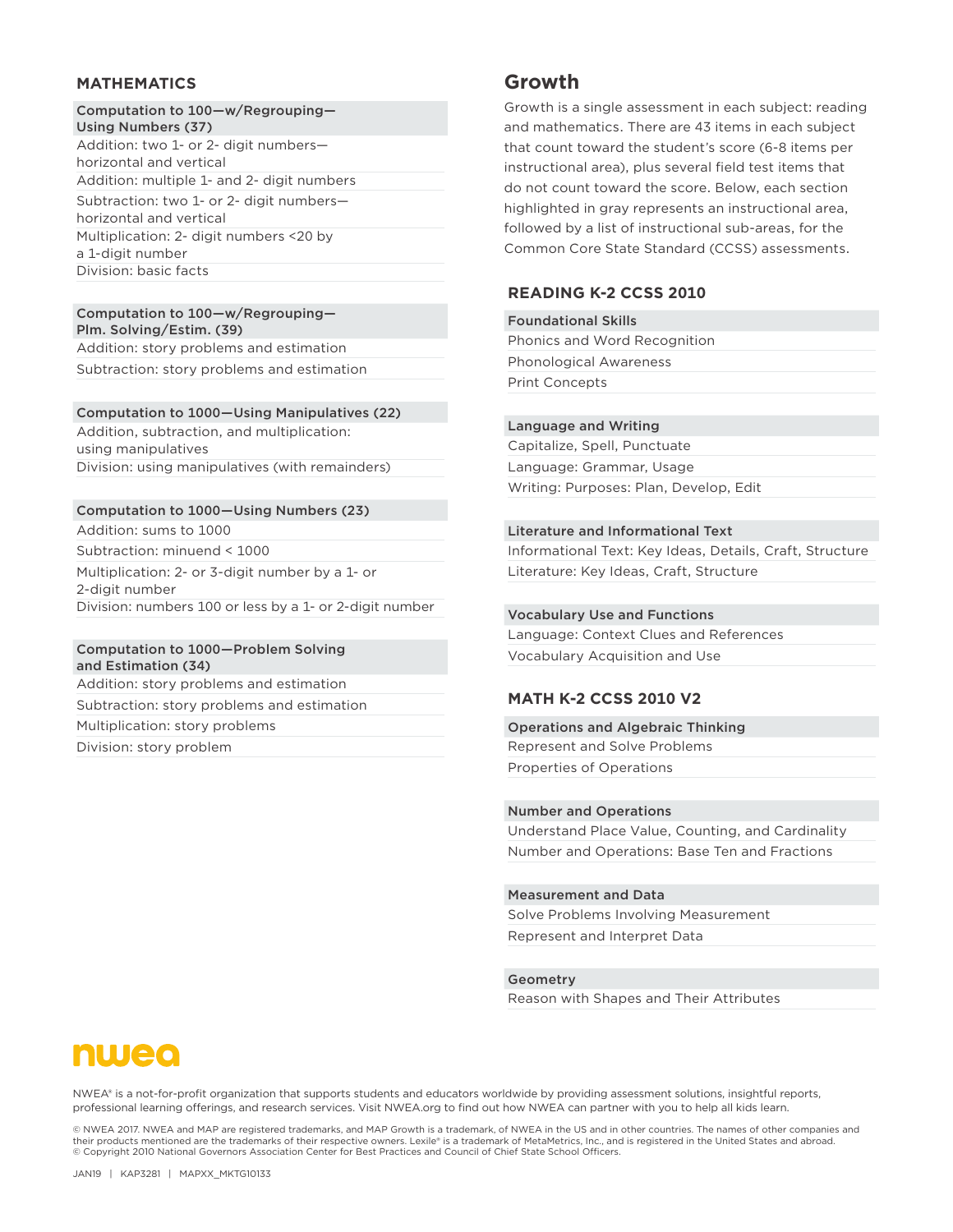## MATHEMATICS

| Computation to 100—w/Regrouping—Using Numbers (37) |
| --- |
| Addition: two 1- or 2- digit numbers—horizontal and vertical |
| Addition: multiple 1- and 2- digit numbers |
| Subtraction: two 1- or 2- digit numbers—horizontal and vertical |
| Multiplication: 2- digit numbers <20 by a 1-digit number |
| Division: basic facts |

| Computation to 100—w/Regrouping—Plm. Solving/Estim. (39) |
| --- |
| Addition: story problems and estimation |
| Subtraction: story problems and estimation |

| Computation to 1000—Using Manipulatives (22) |
| --- |
| Addition, subtraction, and multiplication: using manipulatives |
| Division: using manipulatives (with remainders) |

| Computation to 1000—Using Numbers (23) |
| --- |
| Addition: sums to 1000 |
| Subtraction: minuend < 1000 |
| Multiplication: 2- or 3-digit number by a 1- or 2-digit number |
| Division: numbers 100 or less by a 1- or 2-digit number |

| Computation to 1000—Problem Solving and Estimation (34) |
| --- |
| Addition: story problems and estimation |
| Subtraction: story problems and estimation |
| Multiplication: story problems |
| Division: story problem |

# Growth

Growth is a single assessment in each subject: reading and mathematics. There are 43 items in each subject that count toward the student's score (6-8 items per instructional area), plus several field test items that do not count toward the score. Below, each section highlighted in gray represents an instructional area, followed by a list of instructional sub-areas, for the Common Core State Standard (CCSS) assessments.

## READING K-2 CCSS 2010

| Foundational Skills |
| --- |
| Phonics and Word Recognition |
| Phonological Awareness |
| Print Concepts |

| Language and Writing |
| --- |
| Capitalize, Spell, Punctuate |
| Language: Grammar, Usage |
| Writing: Purposes: Plan, Develop, Edit |

| Literature and Informational Text |
| --- |
| Informational Text: Key Ideas, Details, Craft, Structure |
| Literature: Key Ideas, Craft, Structure |

| Vocabulary Use and Functions |
| --- |
| Language: Context Clues and References |
| Vocabulary Acquisition and Use |

## MATH K-2 CCSS 2010 V2

| Operations and Algebraic Thinking |
| --- |
| Represent and Solve Problems |
| Properties of Operations |

| Number and Operations |
| --- |
| Understand Place Value, Counting, and Cardinality |
| Number and Operations: Base Ten and Fractions |

| Measurement and Data |
| --- |
| Solve Problems Involving Measurement |
| Represent and Interpret Data |

| Geometry |
| --- |
| Reason with Shapes and Their Attributes |

nwea

NWEA® is a not-for-profit organization that supports students and educators worldwide by providing assessment solutions, insightful reports, professional learning offerings, and research services. Visit NWEA.org to find out how NWEA can partner with you to help all kids learn.

© NWEA 2017. NWEA and MAP are registered trademarks, and MAP Growth is a trademark, of NWEA in the US and in other countries. The names of other companies and their products mentioned are the trademarks of their respective owners. Lexile® is a trademark of MetaMetrics, Inc., and is registered in the United States and abroad.
© Copyright 2010 National Governors Association Center for Best Practices and Council of Chief State School Officers.

JAN19 | KAP3281 | MAPXX_MKTG10133